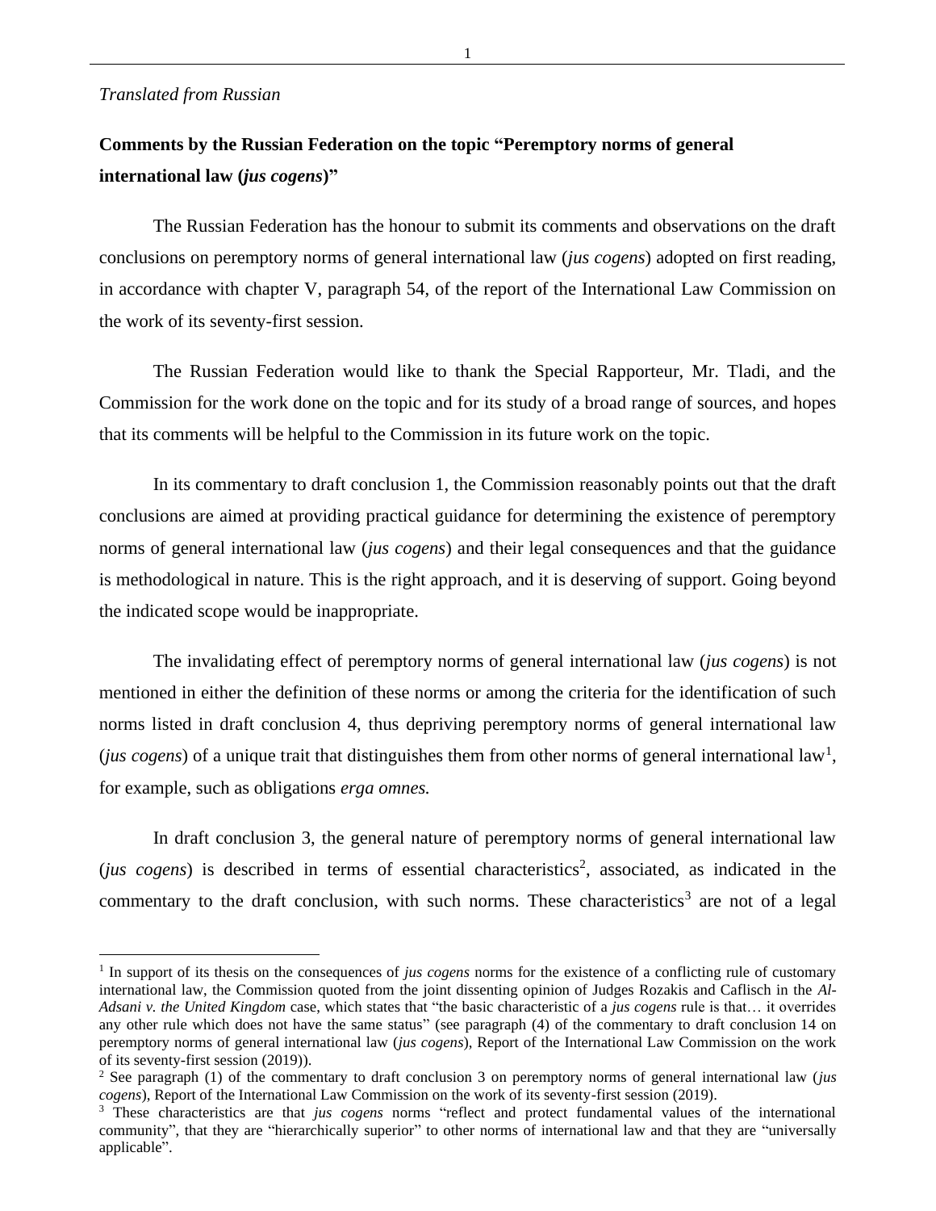*Translated from Russian*

**Comments by the Russian Federation on the topic "Peremptory norms of general international law (*jus cogens*)"**

The Russian Federation has the honour to submit its comments and observations on the draft conclusions on peremptory norms of general international law (*jus cogens*) adopted on first reading, in accordance with chapter V, paragraph 54, of the report of the International Law Commission on the work of its seventy-first session.

The Russian Federation would like to thank the Special Rapporteur, Mr. Tladi, and the Commission for the work done on the topic and for its study of a broad range of sources, and hopes that its comments will be helpful to the Commission in its future work on the topic.

In its commentary to draft conclusion 1, the Commission reasonably points out that the draft conclusions are aimed at providing practical guidance for determining the existence of peremptory norms of general international law (*jus cogens*) and their legal consequences and that the guidance is methodological in nature. This is the right approach, and it is deserving of support. Going beyond the indicated scope would be inappropriate.

The invalidating effect of peremptory norms of general international law (*jus cogens*) is not mentioned in either the definition of these norms or among the criteria for the identification of such norms listed in draft conclusion 4, thus depriving peremptory norms of general international law (*jus cogens*) of a unique trait that distinguishes them from other norms of general international law[1], for example, such as obligations *erga omnes.*

In draft conclusion 3, the general nature of peremptory norms of general international law (*jus cogens*) is described in terms of essential characteristics[2], associated, as indicated in the commentary to the draft conclusion, with such norms. These characteristics[3] are not of a legal

[1] In support of its thesis on the consequences of *jus cogens* norms for the existence of a conflicting rule of customary international law, the Commission quoted from the joint dissenting opinion of Judges Rozakis and Caflisch in the *Al-Adsani v. the United Kingdom* case, which states that "the basic characteristic of a *jus cogens* rule is that… it overrides any other rule which does not have the same status" (see paragraph (4) of the commentary to draft conclusion 14 on peremptory norms of general international law (*jus cogens*), Report of the International Law Commission on the work of its seventy-first session (2019)).

[2] See paragraph (1) of the commentary to draft conclusion 3 on peremptory norms of general international law (*jus cogens*), Report of the International Law Commission on the work of its seventy-first session (2019).

[3] These characteristics are that *jus cogens* norms "reflect and protect fundamental values of the international community", that they are "hierarchically superior" to other norms of international law and that they are "universally applicable".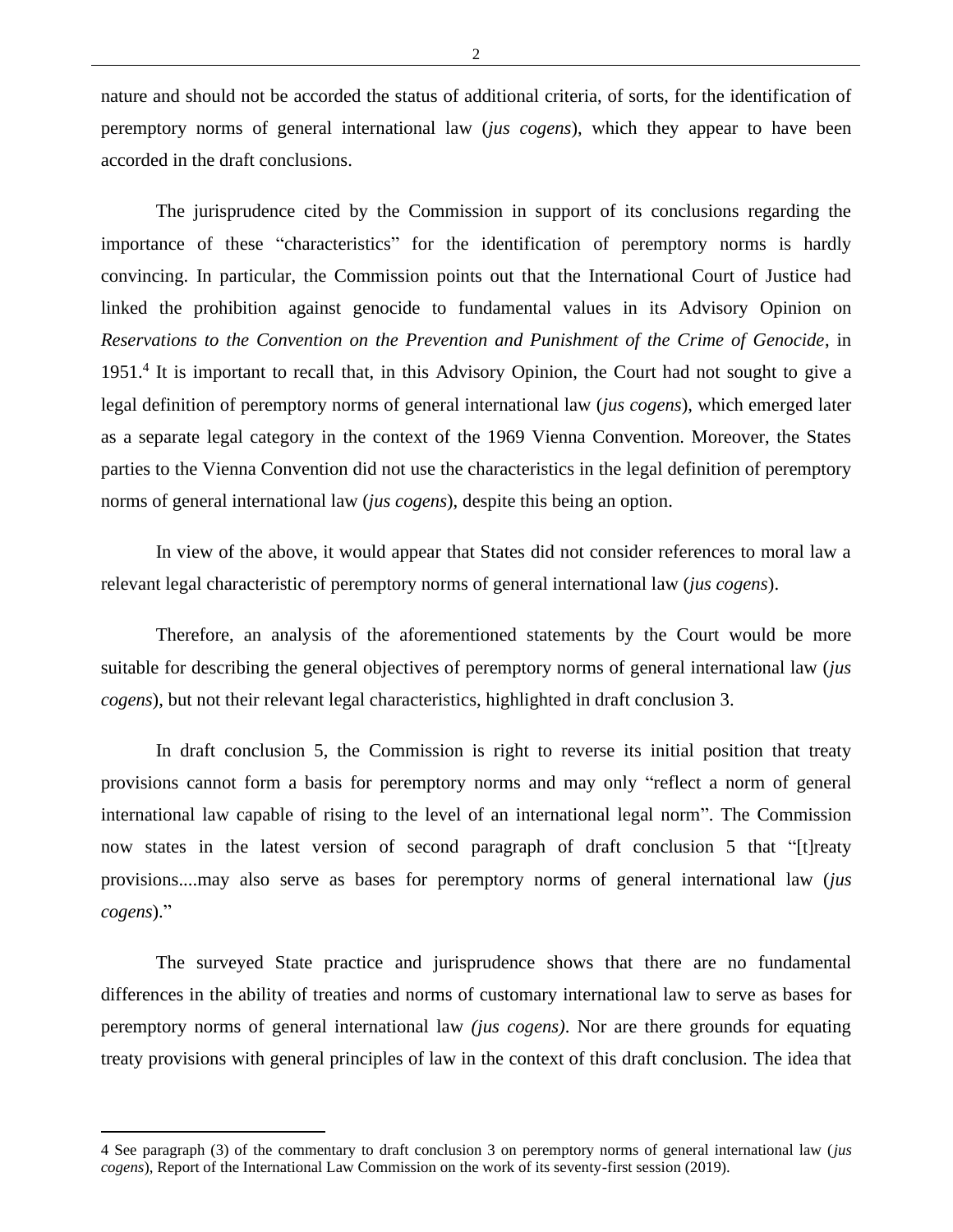nature and should not be accorded the status of additional criteria, of sorts, for the identification of peremptory norms of general international law (*jus cogens*), which they appear to have been accorded in the draft conclusions.

The jurisprudence cited by the Commission in support of its conclusions regarding the importance of these "characteristics" for the identification of peremptory norms is hardly convincing. In particular, the Commission points out that the International Court of Justice had linked the prohibition against genocide to fundamental values in its Advisory Opinion on *Reservations to the Convention on the Prevention and Punishment of the Crime of Genocide*, in 1951.[4] It is important to recall that, in this Advisory Opinion, the Court had not sought to give a legal definition of peremptory norms of general international law (*jus cogens*), which emerged later as a separate legal category in the context of the 1969 Vienna Convention. Moreover, the States parties to the Vienna Convention did not use the characteristics in the legal definition of peremptory norms of general international law (*jus cogens*), despite this being an option.

In view of the above, it would appear that States did not consider references to moral law a relevant legal characteristic of peremptory norms of general international law (*jus cogens*).

Therefore, an analysis of the aforementioned statements by the Court would be more suitable for describing the general objectives of peremptory norms of general international law (*jus cogens*), but not their relevant legal characteristics, highlighted in draft conclusion 3.

In draft conclusion 5, the Commission is right to reverse its initial position that treaty provisions cannot form a basis for peremptory norms and may only "reflect a norm of general international law capable of rising to the level of an international legal norm". The Commission now states in the latest version of second paragraph of draft conclusion 5 that "[t]reaty provisions....may also serve as bases for peremptory norms of general international law (*jus cogens*)."

The surveyed State practice and jurisprudence shows that there are no fundamental differences in the ability of treaties and norms of customary international law to serve as bases for peremptory norms of general international law *(jus cogens)*. Nor are there grounds for equating treaty provisions with general principles of law in the context of this draft conclusion. The idea that

4 See paragraph (3) of the commentary to draft conclusion 3 on peremptory norms of general international law (*jus cogens*), Report of the International Law Commission on the work of its seventy-first session (2019).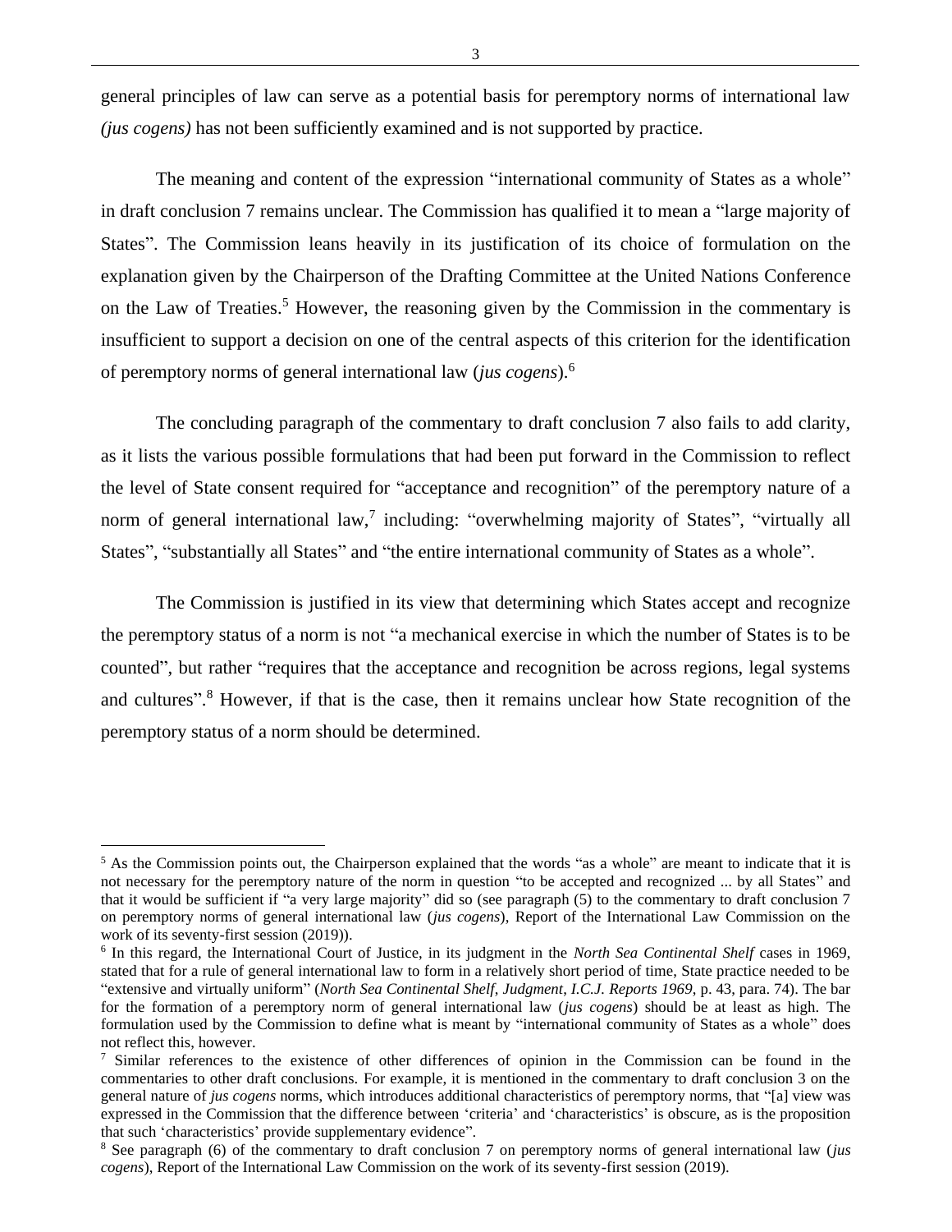general principles of law can serve as a potential basis for peremptory norms of international law *(jus cogens)* has not been sufficiently examined and is not supported by practice.

The meaning and content of the expression "international community of States as a whole" in draft conclusion 7 remains unclear. The Commission has qualified it to mean a "large majority of States". The Commission leans heavily in its justification of its choice of formulation on the explanation given by the Chairperson of the Drafting Committee at the United Nations Conference on the Law of Treaties.[5] However, the reasoning given by the Commission in the commentary is insufficient to support a decision on one of the central aspects of this criterion for the identification of peremptory norms of general international law (*jus cogens*).[6]

The concluding paragraph of the commentary to draft conclusion 7 also fails to add clarity, as it lists the various possible formulations that had been put forward in the Commission to reflect the level of State consent required for "acceptance and recognition" of the peremptory nature of a norm of general international law,[7] including: "overwhelming majority of States", "virtually all States", "substantially all States" and "the entire international community of States as a whole".

The Commission is justified in its view that determining which States accept and recognize the peremptory status of a norm is not "a mechanical exercise in which the number of States is to be counted", but rather "requires that the acceptance and recognition be across regions, legal systems and cultures".[8] However, if that is the case, then it remains unclear how State recognition of the peremptory status of a norm should be determined.

---

[5] As the Commission points out, the Chairperson explained that the words "as a whole" are meant to indicate that it is not necessary for the peremptory nature of the norm in question "to be accepted and recognized ... by all States" and that it would be sufficient if "a very large majority" did so (see paragraph (5) to the commentary to draft conclusion 7 on peremptory norms of general international law (*jus cogens*), Report of the International Law Commission on the work of its seventy-first session (2019)).

[6] In this regard, the International Court of Justice, in its judgment in the *North Sea Continental Shelf* cases in 1969, stated that for a rule of general international law to form in a relatively short period of time, State practice needed to be "extensive and virtually uniform" (*North Sea Continental Shelf, Judgment, I.C.J. Reports 1969*, p. 43, para. 74). The bar for the formation of a peremptory norm of general international law (*jus cogens*) should be at least as high. The formulation used by the Commission to define what is meant by "international community of States as a whole" does not reflect this, however.

[7] Similar references to the existence of other differences of opinion in the Commission can be found in the commentaries to other draft conclusions. For example, it is mentioned in the commentary to draft conclusion 3 on the general nature of *jus cogens* norms, which introduces additional characteristics of peremptory norms, that "[a] view was expressed in the Commission that the difference between 'criteria' and 'characteristics' is obscure, as is the proposition that such 'characteristics' provide supplementary evidence".

[8] See paragraph (6) of the commentary to draft conclusion 7 on peremptory norms of general international law (*jus cogens*), Report of the International Law Commission on the work of its seventy-first session (2019).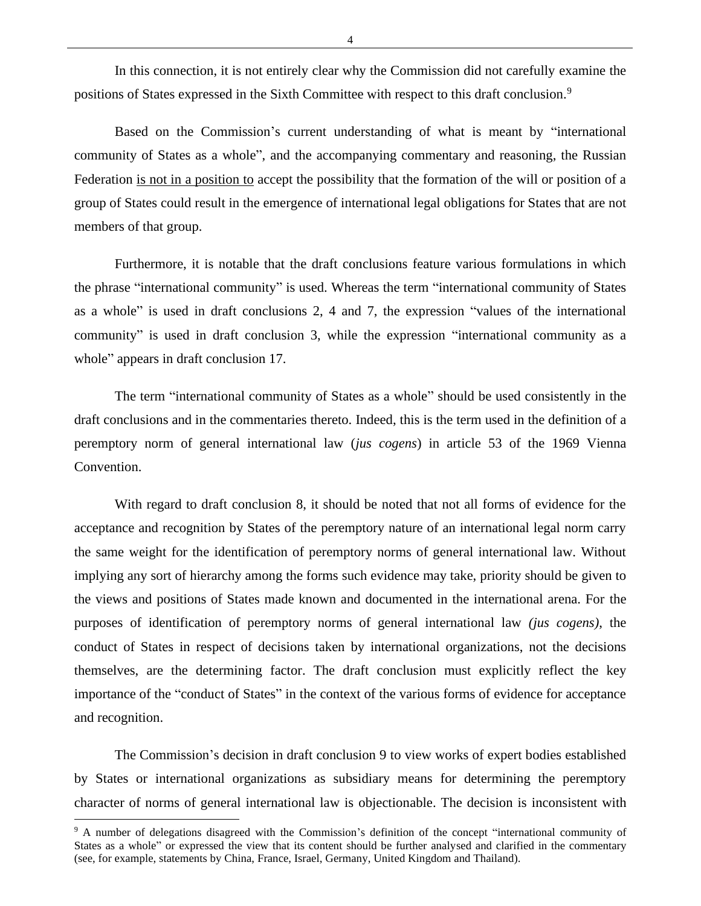In this connection, it is not entirely clear why the Commission did not carefully examine the positions of States expressed in the Sixth Committee with respect to this draft conclusion.[9]

Based on the Commission's current understanding of what is meant by "international community of States as a whole", and the accompanying commentary and reasoning, the Russian Federation <u>is not in a position to</u> accept the possibility that the formation of the will or position of a group of States could result in the emergence of international legal obligations for States that are not members of that group.

Furthermore, it is notable that the draft conclusions feature various formulations in which the phrase "international community" is used. Whereas the term "international community of States as a whole" is used in draft conclusions 2, 4 and 7, the expression "values of the international community" is used in draft conclusion 3, while the expression "international community as a whole" appears in draft conclusion 17.

The term "international community of States as a whole" should be used consistently in the draft conclusions and in the commentaries thereto. Indeed, this is the term used in the definition of a peremptory norm of general international law (*jus cogens*) in article 53 of the 1969 Vienna Convention.

With regard to draft conclusion 8, it should be noted that not all forms of evidence for the acceptance and recognition by States of the peremptory nature of an international legal norm carry the same weight for the identification of peremptory norms of general international law. Without implying any sort of hierarchy among the forms such evidence may take, priority should be given to the views and positions of States made known and documented in the international arena. For the purposes of identification of peremptory norms of general international law *(jus cogens)*, the conduct of States in respect of decisions taken by international organizations, not the decisions themselves, are the determining factor. The draft conclusion must explicitly reflect the key importance of the "conduct of States" in the context of the various forms of evidence for acceptance and recognition.

The Commission's decision in draft conclusion 9 to view works of expert bodies established by States or international organizations as subsidiary means for determining the peremptory character of norms of general international law is objectionable. The decision is inconsistent with

---

[9] A number of delegations disagreed with the Commission's definition of the concept "international community of States as a whole" or expressed the view that its content should be further analysed and clarified in the commentary (see, for example, statements by China, France, Israel, Germany, United Kingdom and Thailand).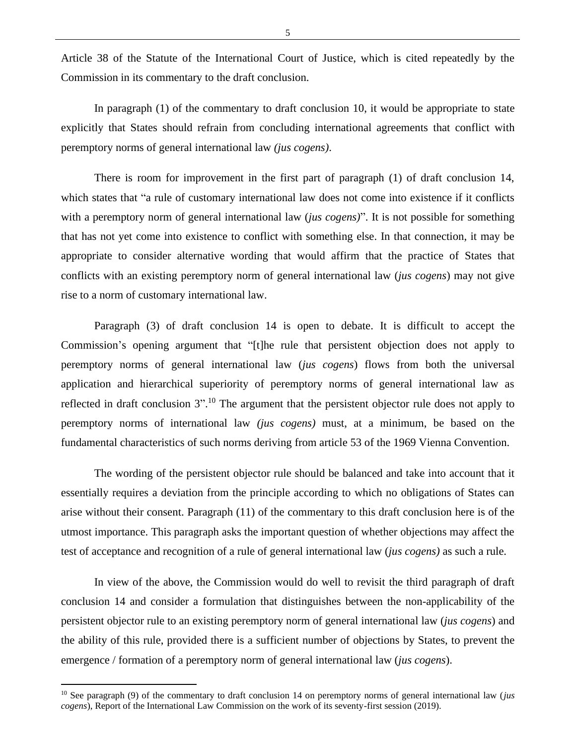Article 38 of the Statute of the International Court of Justice, which is cited repeatedly by the Commission in its commentary to the draft conclusion.

In paragraph (1) of the commentary to draft conclusion 10, it would be appropriate to state explicitly that States should refrain from concluding international agreements that conflict with peremptory norms of general international law *(jus cogens)*.

There is room for improvement in the first part of paragraph (1) of draft conclusion 14, which states that "a rule of customary international law does not come into existence if it conflicts with a peremptory norm of general international law (*jus cogens)*". It is not possible for something that has not yet come into existence to conflict with something else. In that connection, it may be appropriate to consider alternative wording that would affirm that the practice of States that conflicts with an existing peremptory norm of general international law (*jus cogens*) may not give rise to a norm of customary international law.

Paragraph (3) of draft conclusion 14 is open to debate. It is difficult to accept the Commission's opening argument that "[t]he rule that persistent objection does not apply to peremptory norms of general international law (*jus cogens*) flows from both the universal application and hierarchical superiority of peremptory norms of general international law as reflected in draft conclusion 3".[10] The argument that the persistent objector rule does not apply to peremptory norms of international law *(jus cogens)* must, at a minimum, be based on the fundamental characteristics of such norms deriving from article 53 of the 1969 Vienna Convention.

The wording of the persistent objector rule should be balanced and take into account that it essentially requires a deviation from the principle according to which no obligations of States can arise without their consent. Paragraph (11) of the commentary to this draft conclusion here is of the utmost importance. This paragraph asks the important question of whether objections may affect the test of acceptance and recognition of a rule of general international law (*jus cogens)* as such a rule.

In view of the above, the Commission would do well to revisit the third paragraph of draft conclusion 14 and consider a formulation that distinguishes between the non-applicability of the persistent objector rule to an existing peremptory norm of general international law (*jus cogens*) and the ability of this rule, provided there is a sufficient number of objections by States, to prevent the emergence / formation of a peremptory norm of general international law (*jus cogens*).

---

[10] See paragraph (9) of the commentary to draft conclusion 14 on peremptory norms of general international law (*jus cogens*), Report of the International Law Commission on the work of its seventy-first session (2019).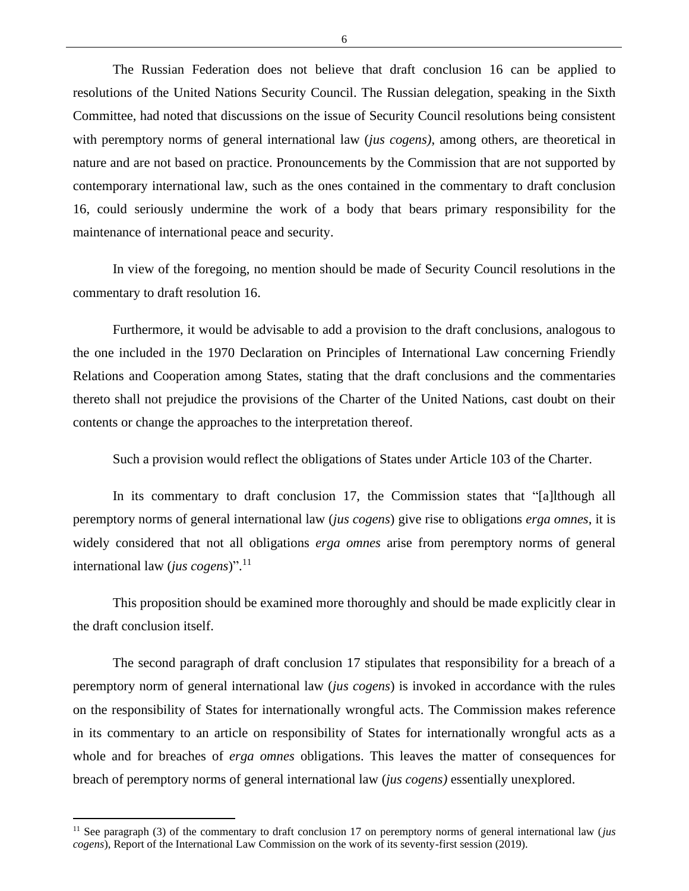The Russian Federation does not believe that draft conclusion 16 can be applied to resolutions of the United Nations Security Council. The Russian delegation, speaking in the Sixth Committee, had noted that discussions on the issue of Security Council resolutions being consistent with peremptory norms of general international law (*jus cogens)*, among others, are theoretical in nature and are not based on practice. Pronouncements by the Commission that are not supported by contemporary international law, such as the ones contained in the commentary to draft conclusion 16, could seriously undermine the work of a body that bears primary responsibility for the maintenance of international peace and security.

In view of the foregoing, no mention should be made of Security Council resolutions in the commentary to draft resolution 16.

Furthermore, it would be advisable to add a provision to the draft conclusions, analogous to the one included in the 1970 Declaration on Principles of International Law concerning Friendly Relations and Cooperation among States, stating that the draft conclusions and the commentaries thereto shall not prejudice the provisions of the Charter of the United Nations, cast doubt on their contents or change the approaches to the interpretation thereof.

Such a provision would reflect the obligations of States under Article 103 of the Charter.

In its commentary to draft conclusion 17, the Commission states that "[a]lthough all peremptory norms of general international law (*jus cogens*) give rise to obligations *erga omnes*, it is widely considered that not all obligations *erga omnes* arise from peremptory norms of general international law (*jus cogens*)".[11]

This proposition should be examined more thoroughly and should be made explicitly clear in the draft conclusion itself.

The second paragraph of draft conclusion 17 stipulates that responsibility for a breach of a peremptory norm of general international law (*jus cogens*) is invoked in accordance with the rules on the responsibility of States for internationally wrongful acts. The Commission makes reference in its commentary to an article on responsibility of States for internationally wrongful acts as a whole and for breaches of *erga omnes* obligations. This leaves the matter of consequences for breach of peremptory norms of general international law (*jus cogens)* essentially unexplored.

[11] See paragraph (3) of the commentary to draft conclusion 17 on peremptory norms of general international law (*jus cogens*), Report of the International Law Commission on the work of its seventy-first session (2019).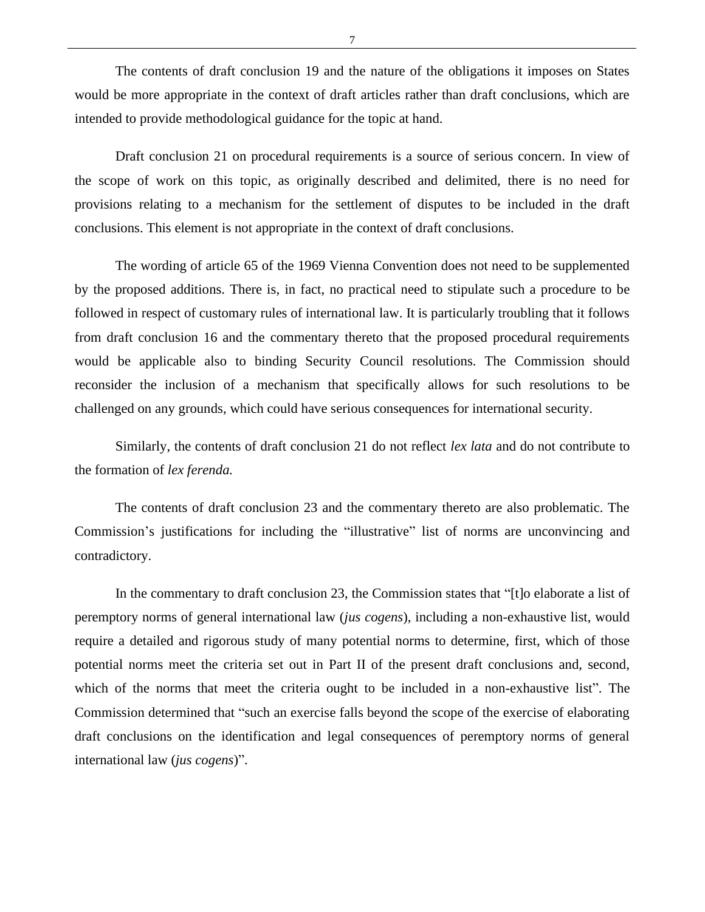The contents of draft conclusion 19 and the nature of the obligations it imposes on States would be more appropriate in the context of draft articles rather than draft conclusions, which are intended to provide methodological guidance for the topic at hand.

Draft conclusion 21 on procedural requirements is a source of serious concern. In view of the scope of work on this topic, as originally described and delimited, there is no need for provisions relating to a mechanism for the settlement of disputes to be included in the draft conclusions. This element is not appropriate in the context of draft conclusions.

The wording of article 65 of the 1969 Vienna Convention does not need to be supplemented by the proposed additions. There is, in fact, no practical need to stipulate such a procedure to be followed in respect of customary rules of international law. It is particularly troubling that it follows from draft conclusion 16 and the commentary thereto that the proposed procedural requirements would be applicable also to binding Security Council resolutions. The Commission should reconsider the inclusion of a mechanism that specifically allows for such resolutions to be challenged on any grounds, which could have serious consequences for international security.

Similarly, the contents of draft conclusion 21 do not reflect *lex lata* and do not contribute to the formation of *lex ferenda.*

The contents of draft conclusion 23 and the commentary thereto are also problematic. The Commission's justifications for including the "illustrative" list of norms are unconvincing and contradictory.

In the commentary to draft conclusion 23, the Commission states that "[t]o elaborate a list of peremptory norms of general international law (*jus cogens*), including a non-exhaustive list, would require a detailed and rigorous study of many potential norms to determine, first, which of those potential norms meet the criteria set out in Part II of the present draft conclusions and, second, which of the norms that meet the criteria ought to be included in a non-exhaustive list". The Commission determined that "such an exercise falls beyond the scope of the exercise of elaborating draft conclusions on the identification and legal consequences of peremptory norms of general international law (*jus cogens*)".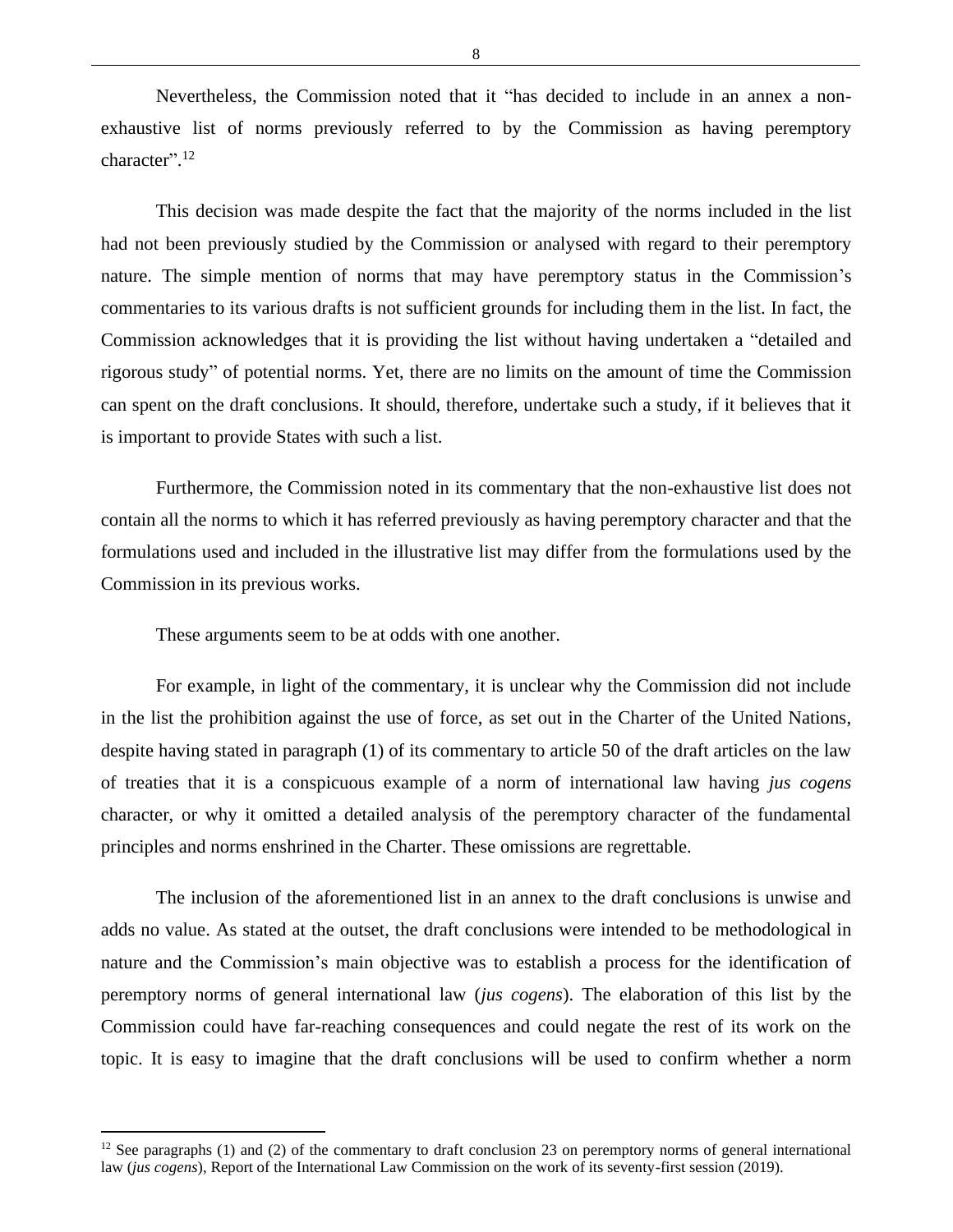Nevertheless, the Commission noted that it "has decided to include in an annex a non-exhaustive list of norms previously referred to by the Commission as having peremptory character".[12]

This decision was made despite the fact that the majority of the norms included in the list had not been previously studied by the Commission or analysed with regard to their peremptory nature. The simple mention of norms that may have peremptory status in the Commission's commentaries to its various drafts is not sufficient grounds for including them in the list. In fact, the Commission acknowledges that it is providing the list without having undertaken a "detailed and rigorous study" of potential norms. Yet, there are no limits on the amount of time the Commission can spent on the draft conclusions. It should, therefore, undertake such a study, if it believes that it is important to provide States with such a list.

Furthermore, the Commission noted in its commentary that the non-exhaustive list does not contain all the norms to which it has referred previously as having peremptory character and that the formulations used and included in the illustrative list may differ from the formulations used by the Commission in its previous works.

These arguments seem to be at odds with one another.

For example, in light of the commentary, it is unclear why the Commission did not include in the list the prohibition against the use of force, as set out in the Charter of the United Nations, despite having stated in paragraph (1) of its commentary to article 50 of the draft articles on the law of treaties that it is a conspicuous example of a norm of international law having *jus cogens* character, or why it omitted a detailed analysis of the peremptory character of the fundamental principles and norms enshrined in the Charter. These omissions are regrettable.

The inclusion of the aforementioned list in an annex to the draft conclusions is unwise and adds no value. As stated at the outset, the draft conclusions were intended to be methodological in nature and the Commission's main objective was to establish a process for the identification of peremptory norms of general international law (*jus cogens*). The elaboration of this list by the Commission could have far-reaching consequences and could negate the rest of its work on the topic. It is easy to imagine that the draft conclusions will be used to confirm whether a norm

[12] See paragraphs (1) and (2) of the commentary to draft conclusion 23 on peremptory norms of general international law (*jus cogens*), Report of the International Law Commission on the work of its seventy-first session (2019).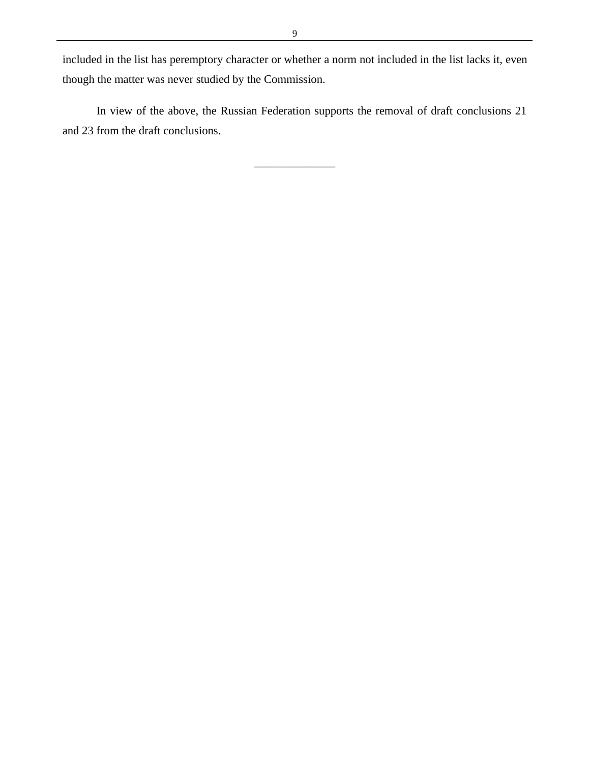included in the list has peremptory character or whether a norm not included in the list lacks it, even though the matter was never studied by the Commission.

In view of the above, the Russian Federation supports the removal of draft conclusions 21 and 23 from the draft conclusions.

______________